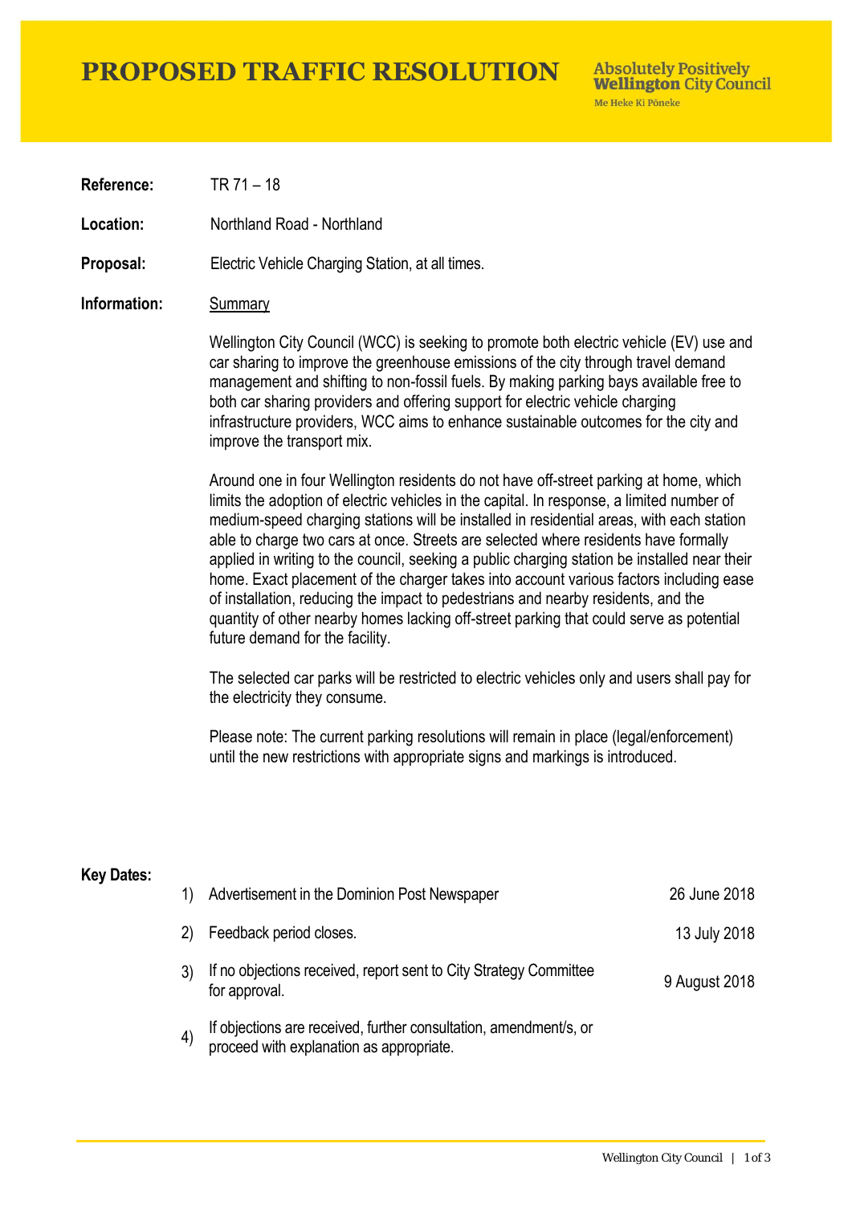# PROPOSED TRAFFIC RESOLUTION

**Absolutely Positively Wellington City Council**
Me Heke Ki Pōneke

**Reference:** TR 71 – 18

**Location:** Northland Road - Northland

**Proposal:** Electric Vehicle Charging Station, at all times.

**Information:** Summary

Wellington City Council (WCC) is seeking to promote both electric vehicle (EV) use and car sharing to improve the greenhouse emissions of the city through travel demand management and shifting to non-fossil fuels. By making parking bays available free to both car sharing providers and offering support for electric vehicle charging infrastructure providers, WCC aims to enhance sustainable outcomes for the city and improve the transport mix.

Around one in four Wellington residents do not have off-street parking at home, which limits the adoption of electric vehicles in the capital. In response, a limited number of medium-speed charging stations will be installed in residential areas, with each station able to charge two cars at once. Streets are selected where residents have formally applied in writing to the council, seeking a public charging station be installed near their home. Exact placement of the charger takes into account various factors including ease of installation, reducing the impact to pedestrians and nearby residents, and the quantity of other nearby homes lacking off-street parking that could serve as potential future demand for the facility.

The selected car parks will be restricted to electric vehicles only and users shall pay for the electricity they consume.

Please note: The current parking resolutions will remain in place (legal/enforcement) until the new restrictions with appropriate signs and markings is introduced.

**Key Dates:**

| | | |
|---|---|---|
| 1) | Advertisement in the Dominion Post Newspaper | 26 June 2018 |
| 2) | Feedback period closes. | 13 July 2018 |
| 3) | If no objections received, report sent to City Strategy Committee for approval. | 9 August 2018 |
| 4) | If objections are received, further consultation, amendment/s, or proceed with explanation as appropriate. | |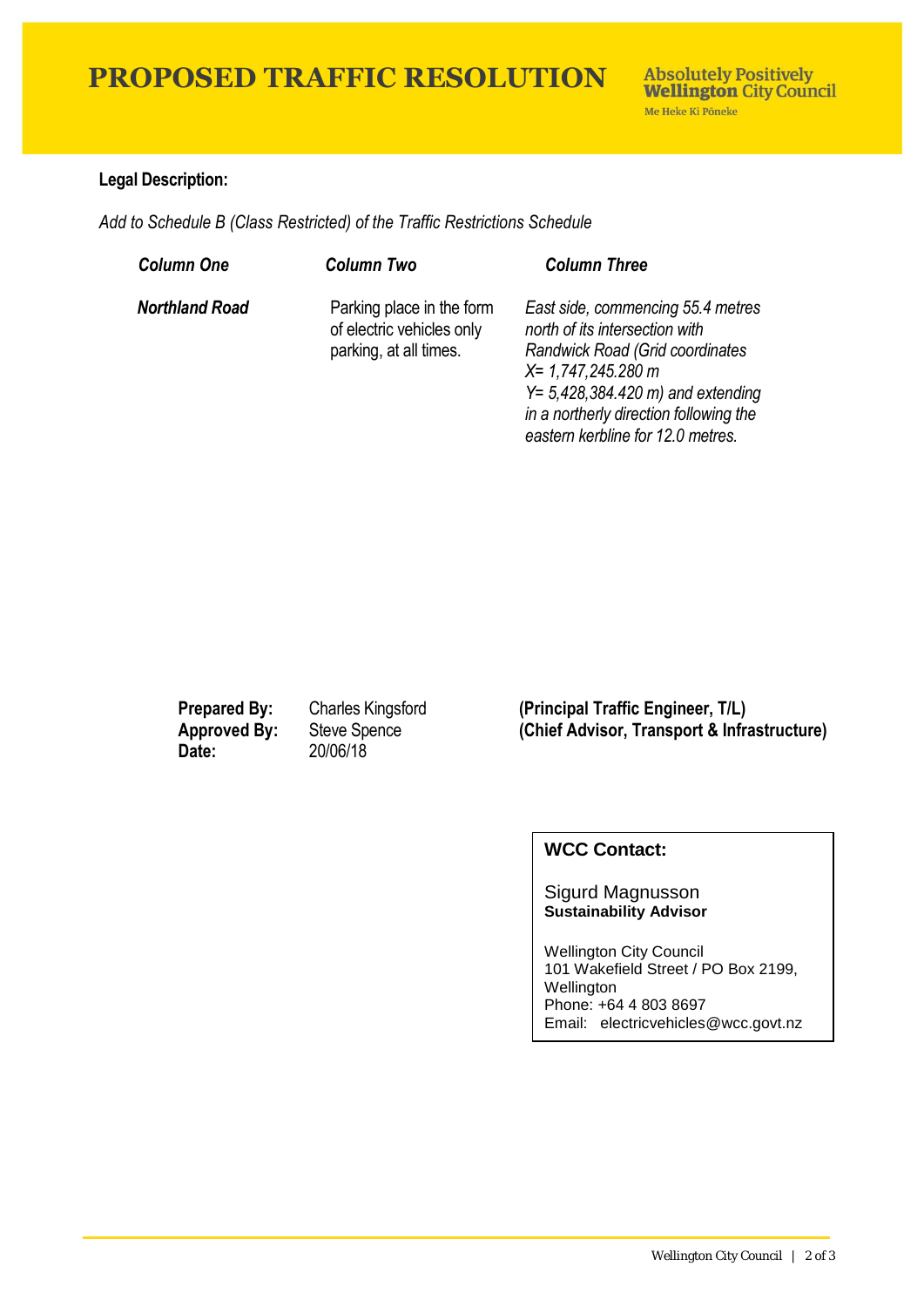# PROPOSED TRAFFIC RESOLUTION

**Absolutely Positively Wellington City Council**
Me Heke Ki Pōneke

**Legal Description:**

*Add to Schedule B (Class Restricted) of the Traffic Restrictions Schedule*

| *Column One* | *Column Two* | *Column Three* |
|---|---|---|
| ***Northland Road*** | Parking place in the form of electric vehicles only parking, at all times. | *East side, commencing 55.4 metres north of its intersection with Randwick Road (Grid coordinates X= 1,747,245.280 m Y= 5,428,384.420 m) and extending in a northerly direction following the eastern kerbline for 12.0 metres.* |

**Prepared By:** Charles Kingsford **(Principal Traffic Engineer, T/L)**
**Approved By:** Steve Spence **(Chief Advisor, Transport & Infrastructure)**
**Date:** 20/06/18

**WCC Contact:**

Sigurd Magnusson
**Sustainability Advisor**

Wellington City Council
101 Wakefield Street / PO Box 2199, Wellington
Phone: +64 4 803 8697
Email: electricvehicles@wcc.govt.nz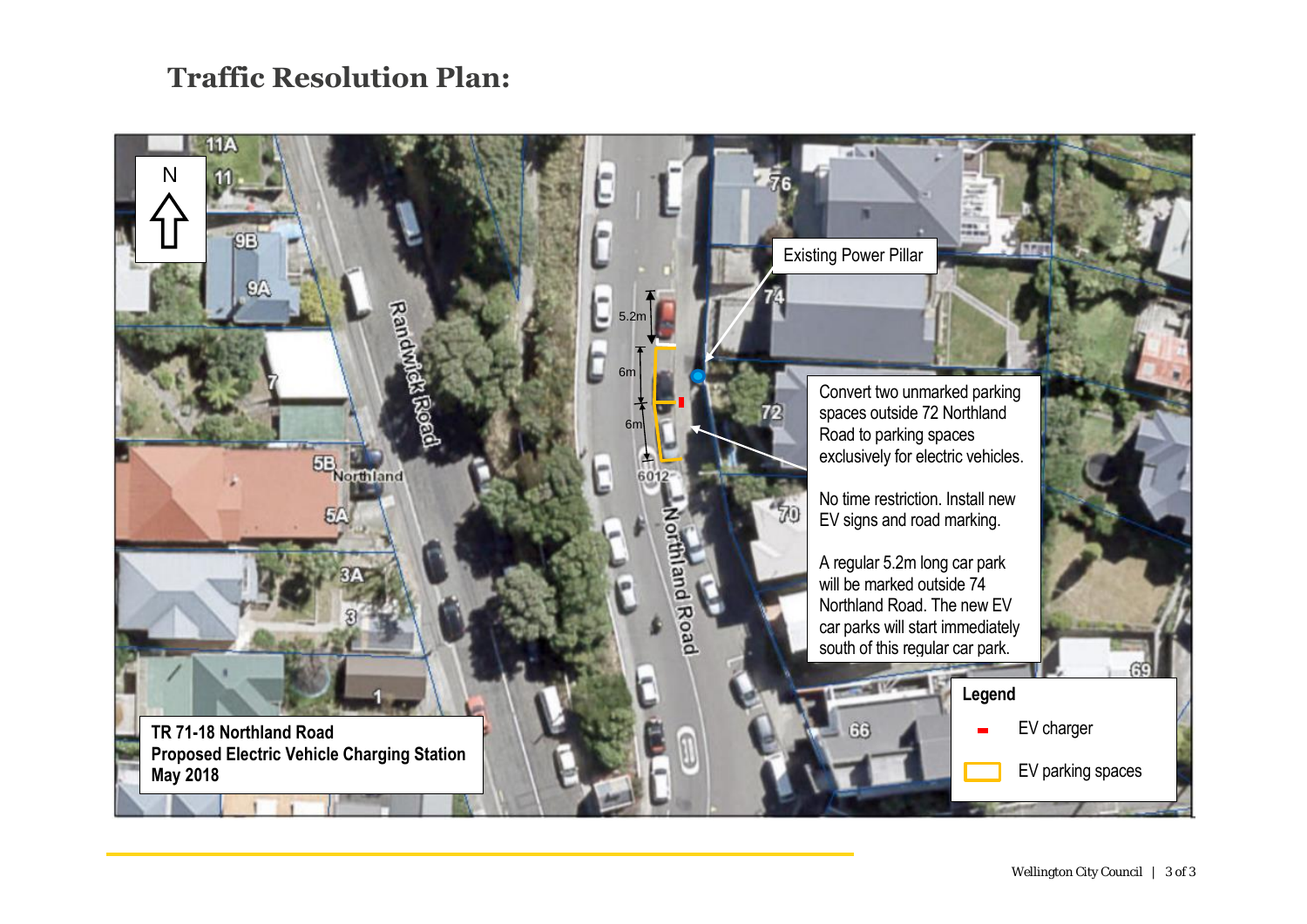## Traffic Resolution Plan:

N

Existing Power Pillar

5.2m

6m

6m

Randwick Road

Northland Road

Convert two unmarked parking spaces outside 72 Northland Road to parking spaces exclusively for electric vehicles.

No time restriction. Install new EV signs and road marking.

A regular 5.2m long car park will be marked outside 74 Northland Road. The new EV car parks will start immediately south of this regular car park.

**Legend**

EV charger

EV parking spaces

**TR 71-18 Northland Road**
**Proposed Electric Vehicle Charging Station**
**May 2018**